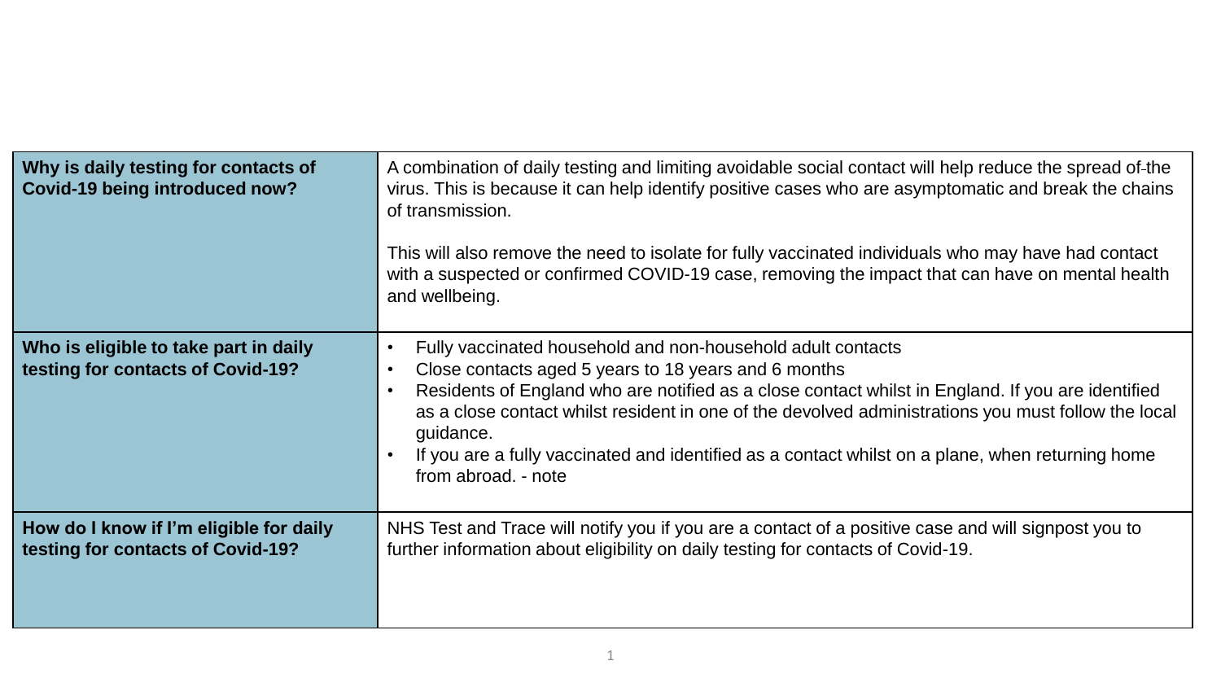| | |
|---|---|
| **Why is daily testing for contacts of Covid-19 being introduced now?** | A combination of daily testing and limiting avoidable social contact will help reduce the spread of the virus. This is because it can help identify positive cases who are asymptomatic and break the chains of transmission.<br><br>This will also remove the need to isolate for fully vaccinated individuals who may have had contact with a suspected or confirmed COVID-19 case, removing the impact that can have on mental health and wellbeing. |
| **Who is eligible to take part in daily testing for contacts of Covid-19?** | • Fully vaccinated household and non-household adult contacts<br>• Close contacts aged 5 years to 18 years and 6 months<br>• Residents of England who are notified as a close contact whilst in England. If you are identified as a close contact whilst resident in one of the devolved administrations you must follow the local guidance.<br>• If you are a fully vaccinated and identified as a contact whilst on a plane, when returning home from abroad. - note |
| **How do I know if I'm eligible for daily testing for contacts of Covid-19?** | NHS Test and Trace will notify you if you are a contact of a positive case and will signpost you to further information about eligibility on daily testing for contacts of Covid-19. |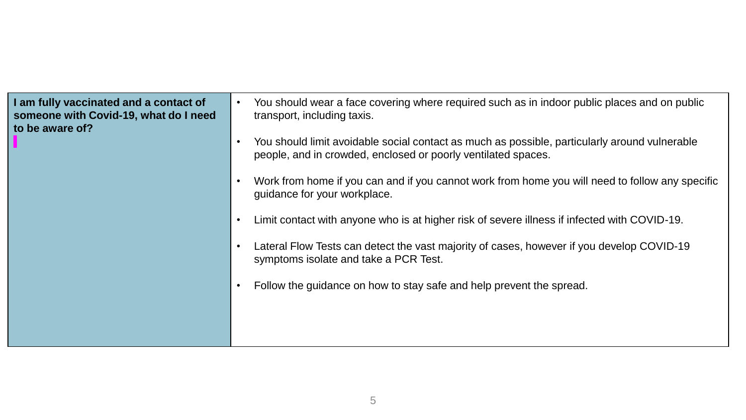| | |
|---|---|
| **I am fully vaccinated and a contact of someone with Covid-19, what do I need to be aware of?** | • You should wear a face covering where required such as in indoor public places and on public transport, including taxis.<br><br>• You should limit avoidable social contact as much as possible, particularly around vulnerable people, and in crowded, enclosed or poorly ventilated spaces.<br><br>• Work from home if you can and if you cannot work from home you will need to follow any specific guidance for your workplace.<br><br>• Limit contact with anyone who is at higher risk of severe illness if infected with COVID-19.<br><br>• Lateral Flow Tests can detect the vast majority of cases, however if you develop COVID-19 symptoms isolate and take a PCR Test.<br><br>• Follow the guidance on how to stay safe and help prevent the spread. |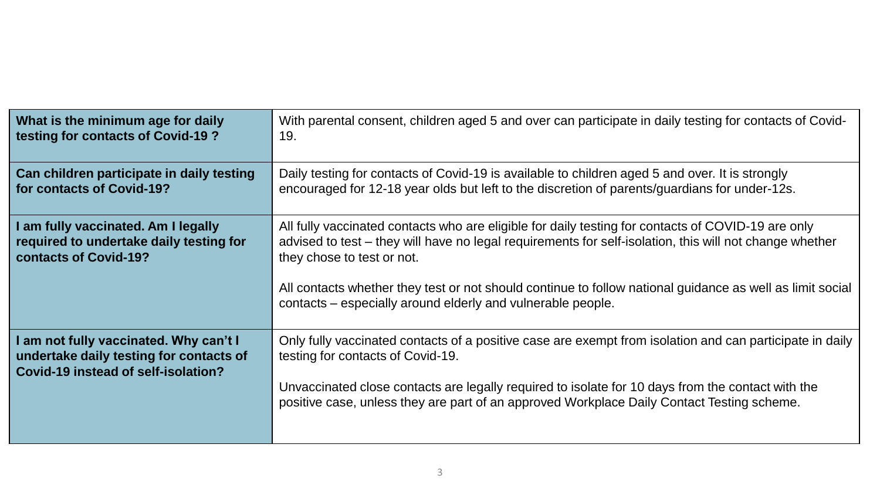| | |
|---|---|
| **What is the minimum age for daily testing for contacts of Covid-19 ?** | With parental consent, children aged 5 and over can participate in daily testing for contacts of Covid-19. |
| **Can children participate in daily testing for contacts of Covid-19?** | Daily testing for contacts of Covid-19 is available to children aged 5 and over. It is strongly encouraged for 12-18 year olds but left to the discretion of parents/guardians for under-12s. |
| **I am fully vaccinated. Am I legally required to undertake daily testing for contacts of Covid-19?** | All fully vaccinated contacts who are eligible for daily testing for contacts of COVID-19 are only advised to test – they will have no legal requirements for self-isolation, this will not change whether they chose to test or not.<br><br>All contacts whether they test or not should continue to follow national guidance as well as limit social contacts – especially around elderly and vulnerable people. |
| **I am not fully vaccinated. Why can't I undertake daily testing for contacts of Covid-19 instead of self-isolation?** | Only fully vaccinated contacts of a positive case are exempt from isolation and can participate in daily testing for contacts of Covid-19.<br><br>Unvaccinated close contacts are legally required to isolate for 10 days from the contact with the positive case, unless they are part of an approved Workplace Daily Contact Testing scheme. |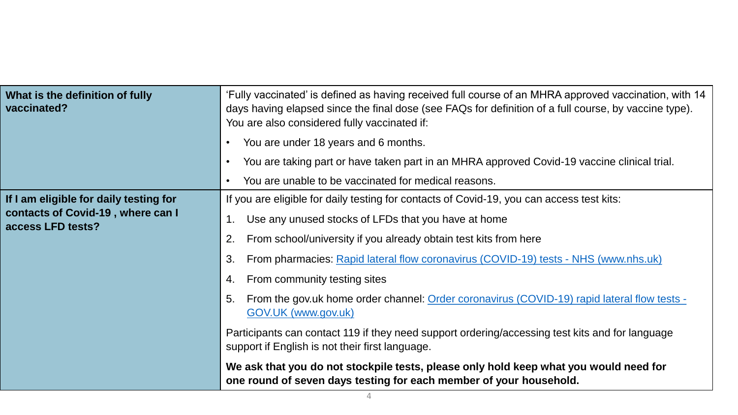| | |
|---|---|
| **What is the definition of fully vaccinated?** | 'Fully vaccinated' is defined as having received full course of an MHRA approved vaccination, with 14 days having elapsed since the final dose (see FAQs for definition of a full course, by vaccine type). You are also considered fully vaccinated if:<br>• You are under 18 years and 6 months.<br>• You are taking part or have taken part in an MHRA approved Covid-19 vaccine clinical trial.<br>• You are unable to be vaccinated for medical reasons. |
| **If I am eligible for daily testing for contacts of Covid-19 , where can I access LFD tests?** | If you are eligible for daily testing for contacts of Covid-19, you can access test kits:<br>1. Use any unused stocks of LFDs that you have at home<br>2. From school/university if you already obtain test kits from here<br>3. From pharmacies: Rapid lateral flow coronavirus (COVID-19) tests - NHS (www.nhs.uk)<br>4. From community testing sites<br>5. From the gov.uk home order channel: Order coronavirus (COVID-19) rapid lateral flow tests - GOV.UK (www.gov.uk)<br><br>Participants can contact 119 if they need support ordering/accessing test kits and for language support if English is not their first language.<br><br>**We ask that you do not stockpile tests, please only hold keep what you would need for one round of seven days testing for each member of your household.** |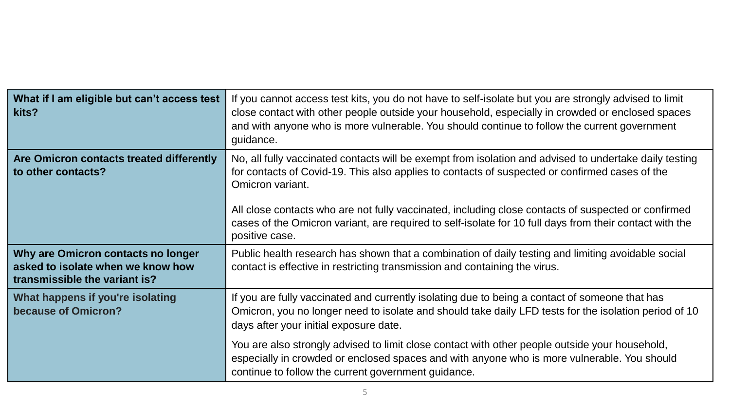| | |
|---|---|
| **What if I am eligible but can't access test kits?** | If you cannot access test kits, you do not have to self-isolate but you are strongly advised to limit close contact with other people outside your household, especially in crowded or enclosed spaces and with anyone who is more vulnerable. You should continue to follow the current government guidance. |
| **Are Omicron contacts treated differently to other contacts?** | No, all fully vaccinated contacts will be exempt from isolation and advised to undertake daily testing for contacts of Covid-19. This also applies to contacts of suspected or confirmed cases of the Omicron variant.<br><br>All close contacts who are not fully vaccinated, including close contacts of suspected or confirmed cases of the Omicron variant, are required to self-isolate for 10 full days from their contact with the positive case. |
| **Why are Omicron contacts no longer asked to isolate when we know how transmissible the variant is?** | Public health research has shown that a combination of daily testing and limiting avoidable social contact is effective in restricting transmission and containing the virus. |
| **What happens if you're isolating because of Omicron?** | If you are fully vaccinated and currently isolating due to being a contact of someone that has Omicron, you no longer need to isolate and should take daily LFD tests for the isolation period of 10 days after your initial exposure date.<br><br>You are also strongly advised to limit close contact with other people outside your household, especially in crowded or enclosed spaces and with anyone who is more vulnerable. You should continue to follow the current government guidance. |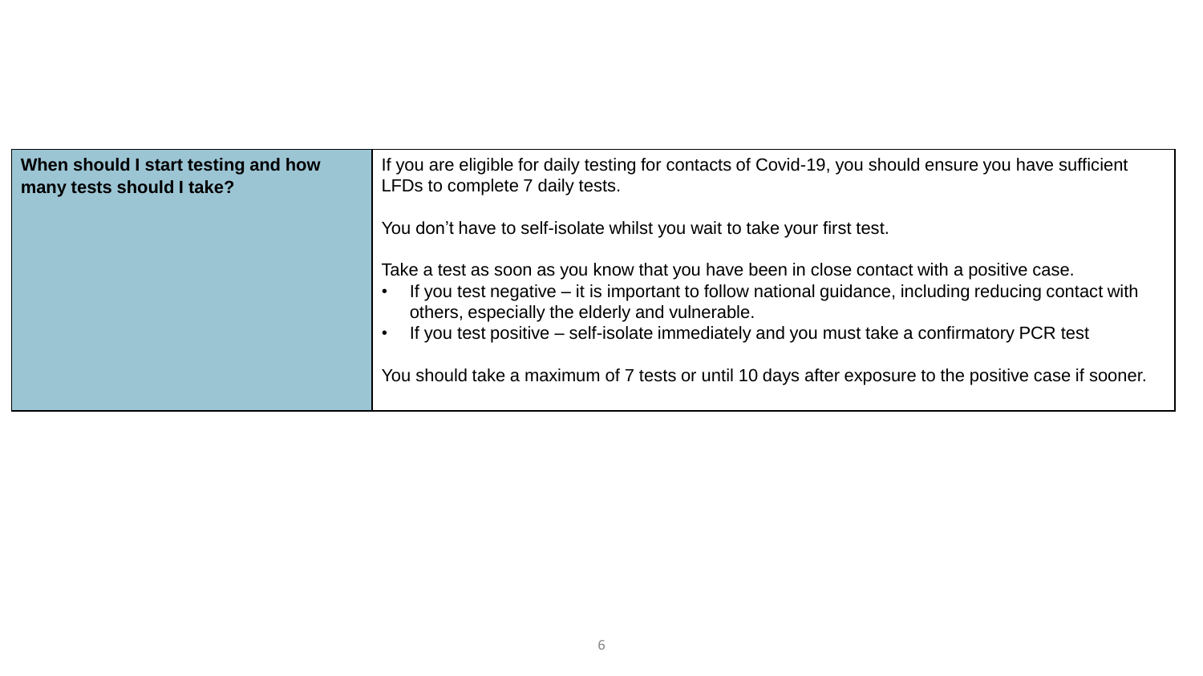| | |
|---|---|
| **When should I start testing and how many tests should I take?** | If you are eligible for daily testing for contacts of Covid-19, you should ensure you have sufficient LFDs to complete 7 daily tests.<br><br>You don't have to self-isolate whilst you wait to take your first test.<br><br>Take a test as soon as you know that you have been in close contact with a positive case.<br>• If you test negative – it is important to follow national guidance, including reducing contact with others, especially the elderly and vulnerable.<br>• If you test positive – self-isolate immediately and you must take a confirmatory PCR test<br><br>You should take a maximum of 7 tests or until 10 days after exposure to the positive case if sooner. |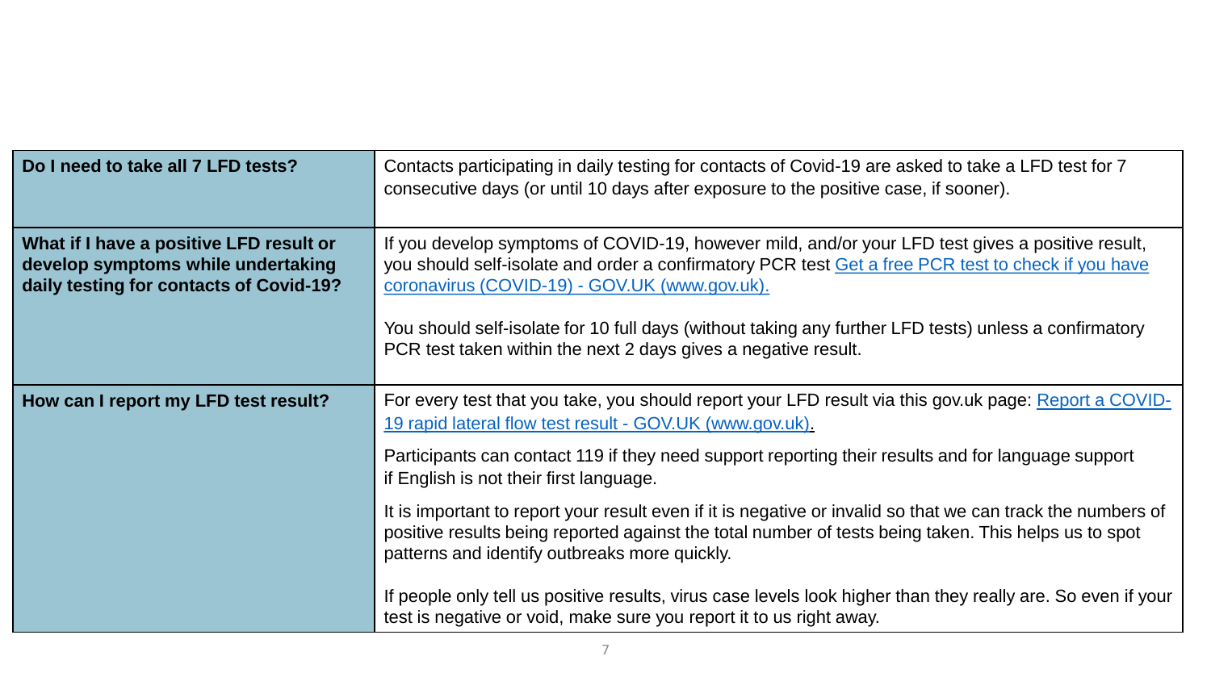| | |
|---|---|
| **Do I need to take all 7 LFD tests?** | Contacts participating in daily testing for contacts of Covid-19 are asked to take a LFD test for 7 consecutive days (or until 10 days after exposure to the positive case, if sooner). |
| **What if I have a positive LFD result or develop symptoms while undertaking daily testing for contacts of Covid-19?** | If you develop symptoms of COVID-19, however mild, and/or your LFD test gives a positive result, you should self-isolate and order a confirmatory PCR test [Get a free PCR test to check if you have coronavirus (COVID-19) - GOV.UK (www.gov.uk).](https://www.gov.uk)<br><br>You should self-isolate for 10 full days (without taking any further LFD tests) unless a confirmatory PCR test taken within the next 2 days gives a negative result. |
| **How can I report my LFD test result?** | For every test that you take, you should report your LFD result via this gov.uk page: [Report a COVID-19 rapid lateral flow test result - GOV.UK (www.gov.uk)](https://www.gov.uk).<br><br>Participants can contact 119 if they need support reporting their results and for language support if English is not their first language.<br><br>It is important to report your result even if it is negative or invalid so that we can track the numbers of positive results being reported against the total number of tests being taken. This helps us to spot patterns and identify outbreaks more quickly.<br><br>If people only tell us positive results, virus case levels look higher than they really are. So even if your test is negative or void, make sure you report it to us right away. |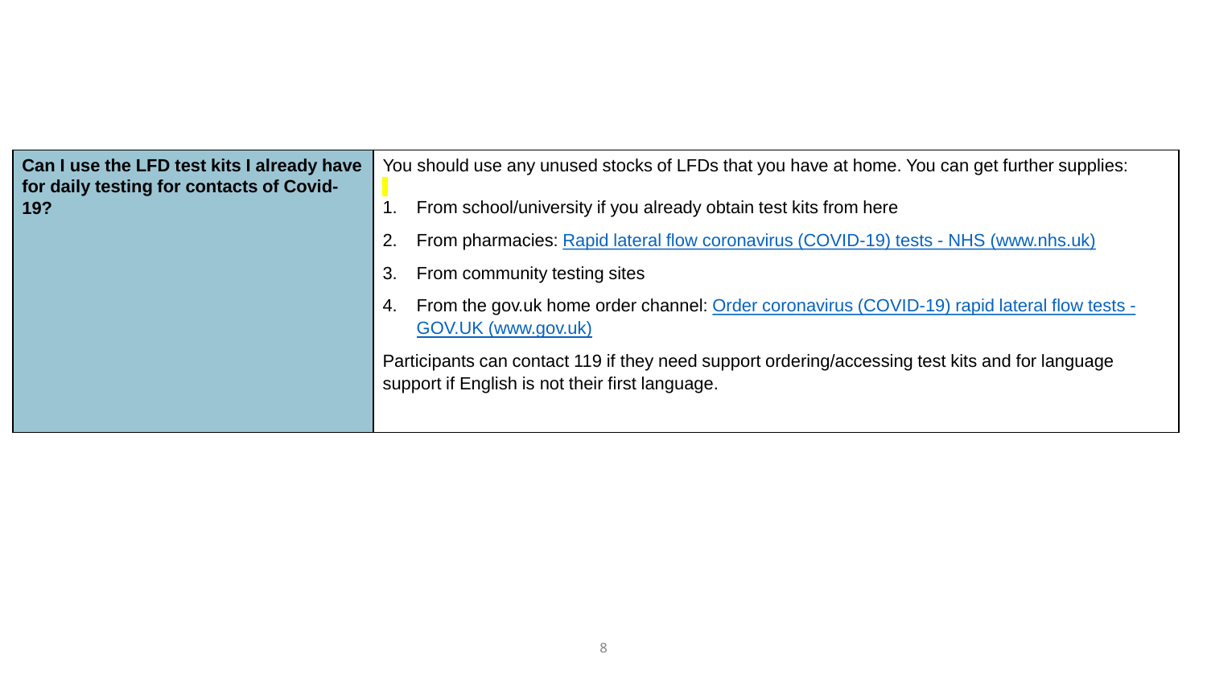| | |
|---|---|
| **Can I use the LFD test kits I already have for daily testing for contacts of Covid-19?** | You should use any unused stocks of LFDs that you have at home. You can get further supplies:<br>1. From school/university if you already obtain test kits from here<br>2. From pharmacies: [Rapid lateral flow coronavirus (COVID-19) tests - NHS (www.nhs.uk)](https://www.nhs.uk)<br>3. From community testing sites<br>4. From the gov.uk home order channel: [Order coronavirus (COVID-19) rapid lateral flow tests - GOV.UK (www.gov.uk)](https://www.gov.uk)<br><br>Participants can contact 119 if they need support ordering/accessing test kits and for language support if English is not their first language. |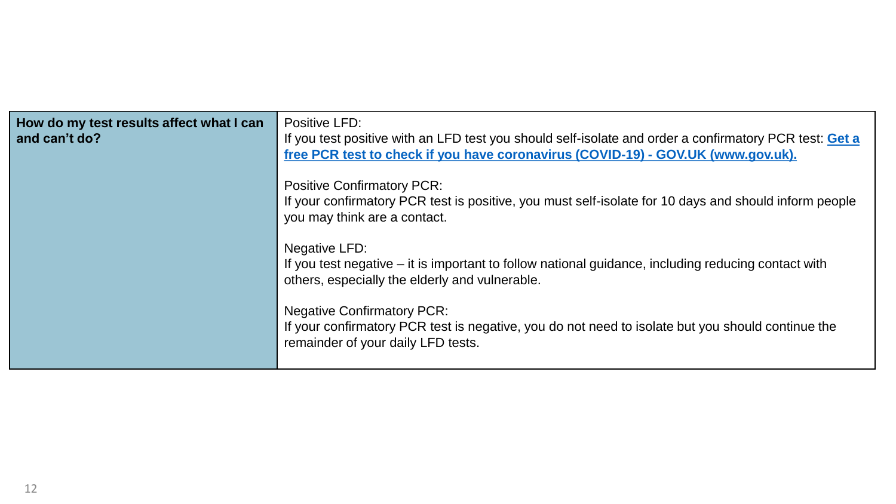| | |
|---|---|
| **How do my test results affect what I can and can't do?** | Positive LFD:<br>If you test positive with an LFD test you should self-isolate and order a confirmatory PCR test: **Get a free PCR test to check if you have coronavirus (COVID-19) - GOV.UK (www.gov.uk).**<br><br>Positive Confirmatory PCR:<br>If your confirmatory PCR test is positive, you must self-isolate for 10 days and should inform people you may think are a contact.<br><br>Negative LFD:<br>If you test negative – it is important to follow national guidance, including reducing contact with others, especially the elderly and vulnerable.<br><br>Negative Confirmatory PCR:<br>If your confirmatory PCR test is negative, you do not need to isolate but you should continue the remainder of your daily LFD tests. |